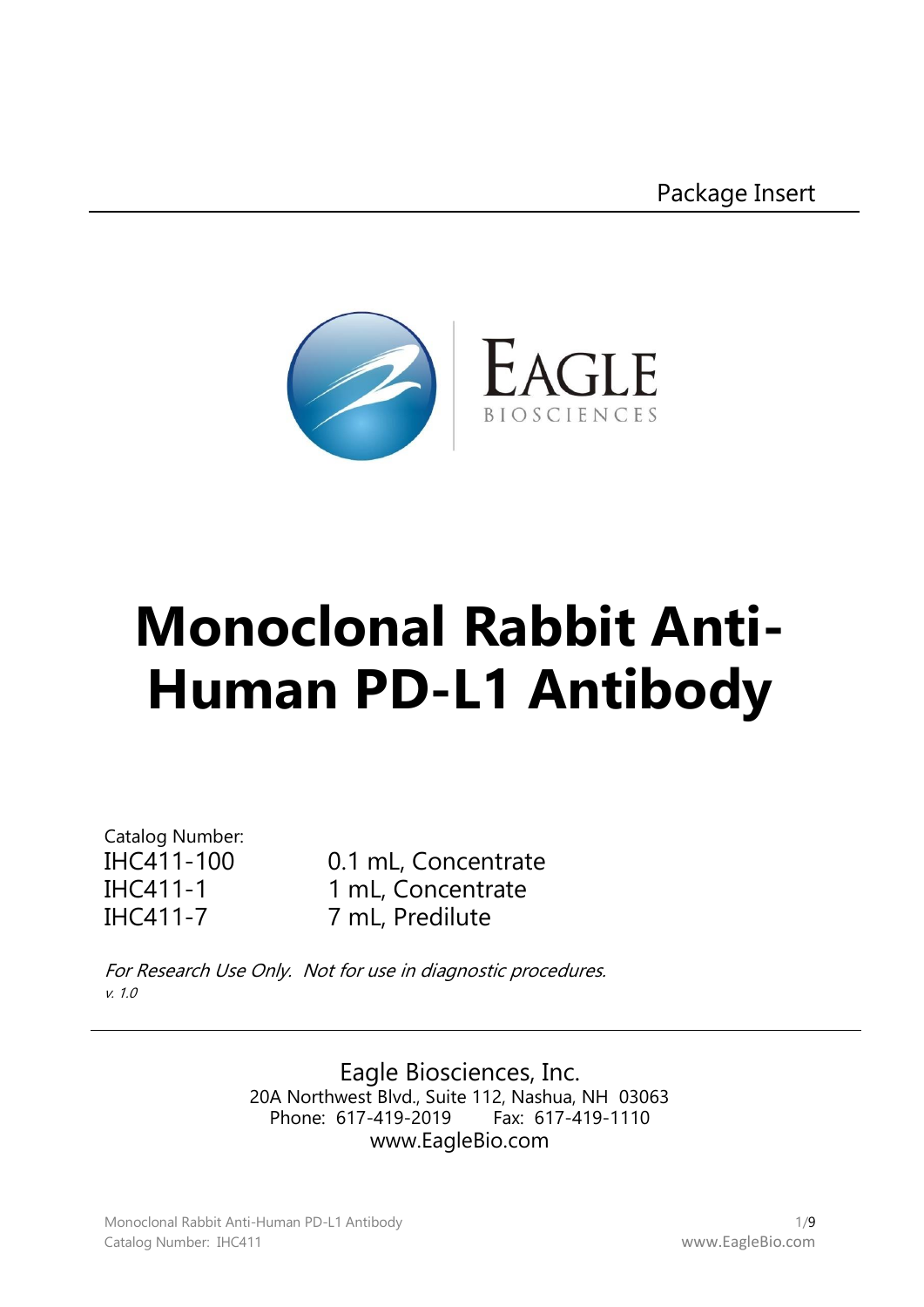Package Insert

EAGLE BIOSCIENCES

# Monoclonal Rabbit Anti-Human PD-L1 Antibody

Catalog Number:

| | |
|---|---|
| IHC411-100 | 0.1 mL, Concentrate |
| IHC411-1 | 1 mL, Concentrate |
| IHC411-7 | 7 mL, Predilute |

*For Research Use Only. Not for use in diagnostic procedures.*

*v. 1.0*

---

Eagle Biosciences, Inc.
20A Northwest Blvd., Suite 112, Nashua, NH 03063
Phone: 617-419-2019 Fax: 617-419-1110
www.EagleBio.com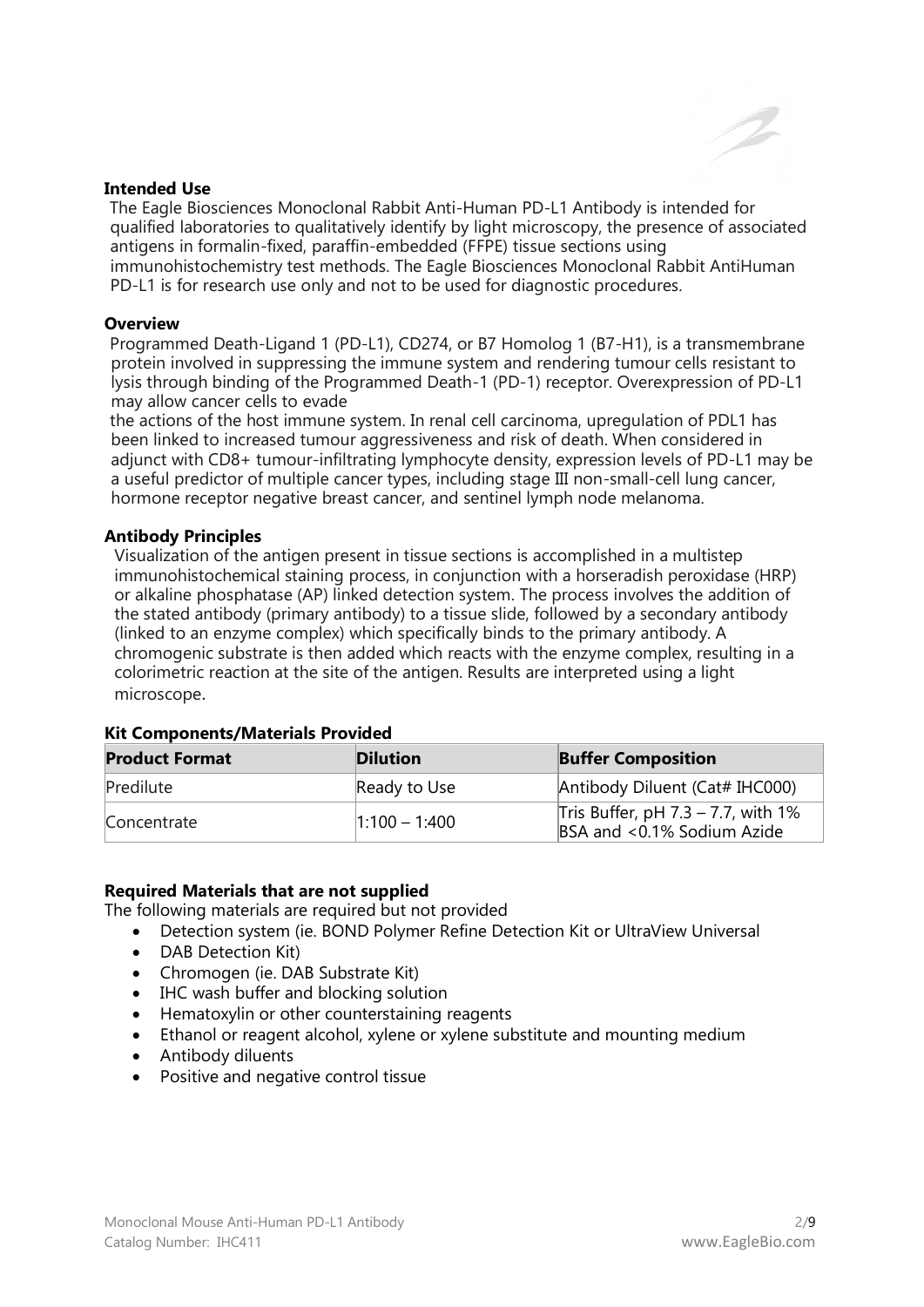## Intended Use

The Eagle Biosciences Monoclonal Rabbit Anti-Human PD-L1 Antibody is intended for qualified laboratories to qualitatively identify by light microscopy, the presence of associated antigens in formalin-fixed, paraffin-embedded (FFPE) tissue sections using immunohistochemistry test methods. The Eagle Biosciences Monoclonal Rabbit AntiHuman PD-L1 is for research use only and not to be used for diagnostic procedures.

## Overview

Programmed Death-Ligand 1 (PD-L1), CD274, or B7 Homolog 1 (B7-H1), is a transmembrane protein involved in suppressing the immune system and rendering tumour cells resistant to lysis through binding of the Programmed Death-1 (PD-1) receptor. Overexpression of PD-L1 may allow cancer cells to evade the actions of the host immune system. In renal cell carcinoma, upregulation of PDL1 has been linked to increased tumour aggressiveness and risk of death. When considered in adjunct with CD8+ tumour-infiltrating lymphocyte density, expression levels of PD-L1 may be a useful predictor of multiple cancer types, including stage III non-small-cell lung cancer, hormone receptor negative breast cancer, and sentinel lymph node melanoma.

## Antibody Principles

Visualization of the antigen present in tissue sections is accomplished in a multistep immunohistochemical staining process, in conjunction with a horseradish peroxidase (HRP) or alkaline phosphatase (AP) linked detection system. The process involves the addition of the stated antibody (primary antibody) to a tissue slide, followed by a secondary antibody (linked to an enzyme complex) which specifically binds to the primary antibody. A chromogenic substrate is then added which reacts with the enzyme complex, resulting in a colorimetric reaction at the site of the antigen. Results are interpreted using a light microscope.

## Kit Components/Materials Provided

| Product Format | Dilution | Buffer Composition |
| --- | --- | --- |
| Predilute | Ready to Use | Antibody Diluent (Cat# IHC000) |
| Concentrate | 1:100 – 1:400 | Tris Buffer, pH 7.3 – 7.7, with 1% BSA and <0.1% Sodium Azide |

## Required Materials that are not supplied

The following materials are required but not provided

- Detection system (ie. BOND Polymer Refine Detection Kit or UltraView Universal
- DAB Detection Kit)
- Chromogen (ie. DAB Substrate Kit)
- IHC wash buffer and blocking solution
- Hematoxylin or other counterstaining reagents
- Ethanol or reagent alcohol, xylene or xylene substitute and mounting medium
- Antibody diluents
- Positive and negative control tissue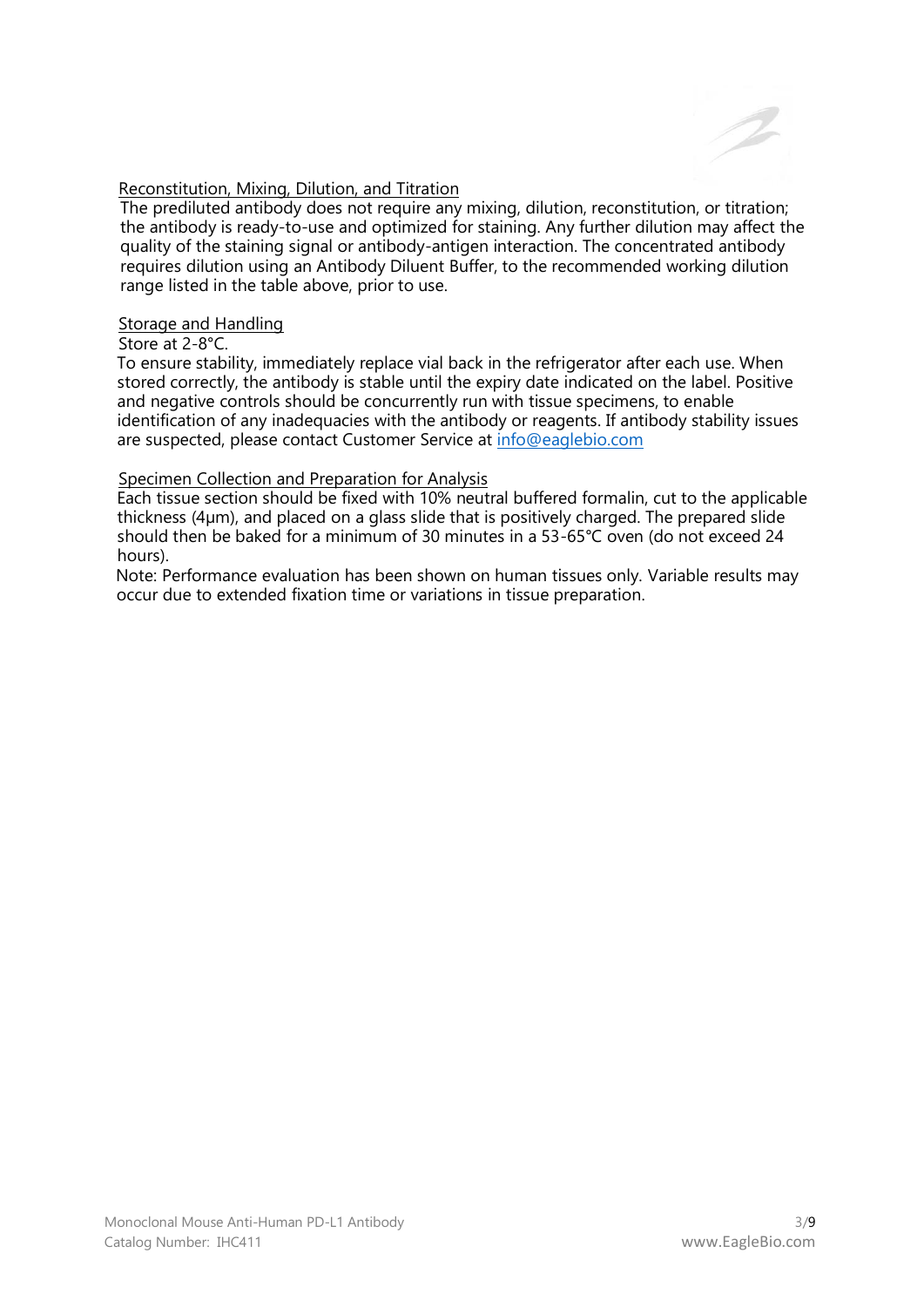## Reconstitution, Mixing, Dilution, and Titration

The prediluted antibody does not require any mixing, dilution, reconstitution, or titration; the antibody is ready-to-use and optimized for staining. Any further dilution may affect the quality of the staining signal or antibody-antigen interaction. The concentrated antibody requires dilution using an Antibody Diluent Buffer, to the recommended working dilution range listed in the table above, prior to use.

## Storage and Handling

Store at 2-8°C.

To ensure stability, immediately replace vial back in the refrigerator after each use. When stored correctly, the antibody is stable until the expiry date indicated on the label. Positive and negative controls should be concurrently run with tissue specimens, to enable identification of any inadequacies with the antibody or reagents. If antibody stability issues are suspected, please contact Customer Service at info@eaglebio.com

## Specimen Collection and Preparation for Analysis

Each tissue section should be fixed with 10% neutral buffered formalin, cut to the applicable thickness (4μm), and placed on a glass slide that is positively charged. The prepared slide should then be baked for a minimum of 30 minutes in a 53-65°C oven (do not exceed 24 hours).

Note: Performance evaluation has been shown on human tissues only. Variable results may occur due to extended fixation time or variations in tissue preparation.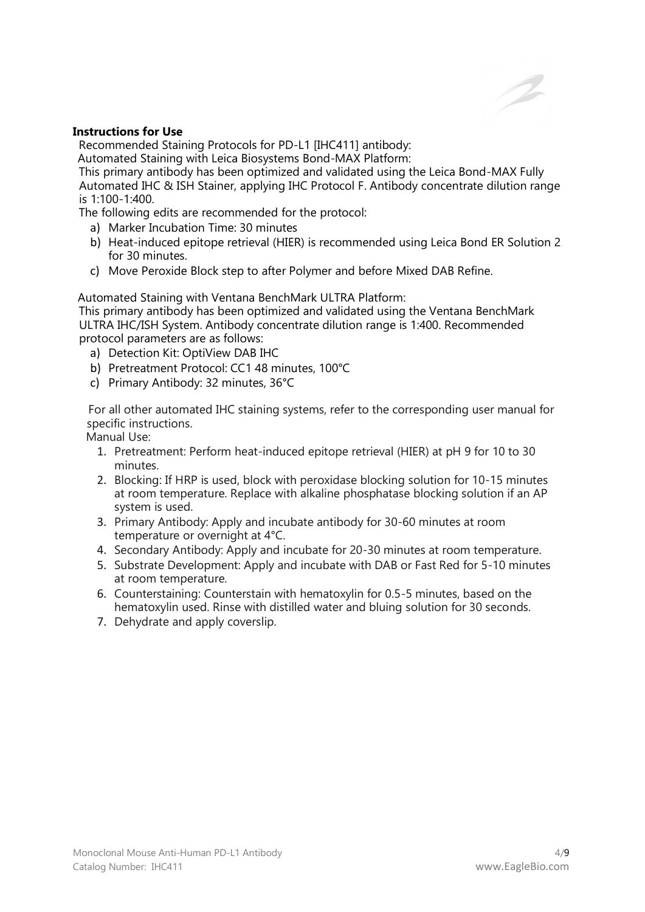**Instructions for Use**

Recommended Staining Protocols for PD-L1 [IHC411] antibody:

Automated Staining with Leica Biosystems Bond-MAX Platform:

This primary antibody has been optimized and validated using the Leica Bond-MAX Fully Automated IHC & ISH Stainer, applying IHC Protocol F. Antibody concentrate dilution range is 1:100-1:400.

The following edits are recommended for the protocol:

a) Marker Incubation Time: 30 minutes
b) Heat-induced epitope retrieval (HIER) is recommended using Leica Bond ER Solution 2 for 30 minutes.
c) Move Peroxide Block step to after Polymer and before Mixed DAB Refine.

Automated Staining with Ventana BenchMark ULTRA Platform:

This primary antibody has been optimized and validated using the Ventana BenchMark ULTRA IHC/ISH System. Antibody concentrate dilution range is 1:400. Recommended protocol parameters are as follows:

a) Detection Kit: OptiView DAB IHC
b) Pretreatment Protocol: CC1 48 minutes, 100°C
c) Primary Antibody: 32 minutes, 36°C

For all other automated IHC staining systems, refer to the corresponding user manual for specific instructions.

Manual Use:

1. Pretreatment: Perform heat-induced epitope retrieval (HIER) at pH 9 for 10 to 30 minutes.
2. Blocking: If HRP is used, block with peroxidase blocking solution for 10-15 minutes at room temperature. Replace with alkaline phosphatase blocking solution if an AP system is used.
3. Primary Antibody: Apply and incubate antibody for 30-60 minutes at room temperature or overnight at 4°C.
4. Secondary Antibody: Apply and incubate for 20-30 minutes at room temperature.
5. Substrate Development: Apply and incubate with DAB or Fast Red for 5-10 minutes at room temperature.
6. Counterstaining: Counterstain with hematoxylin for 0.5-5 minutes, based on the hematoxylin used. Rinse with distilled water and bluing solution for 30 seconds.
7. Dehydrate and apply coverslip.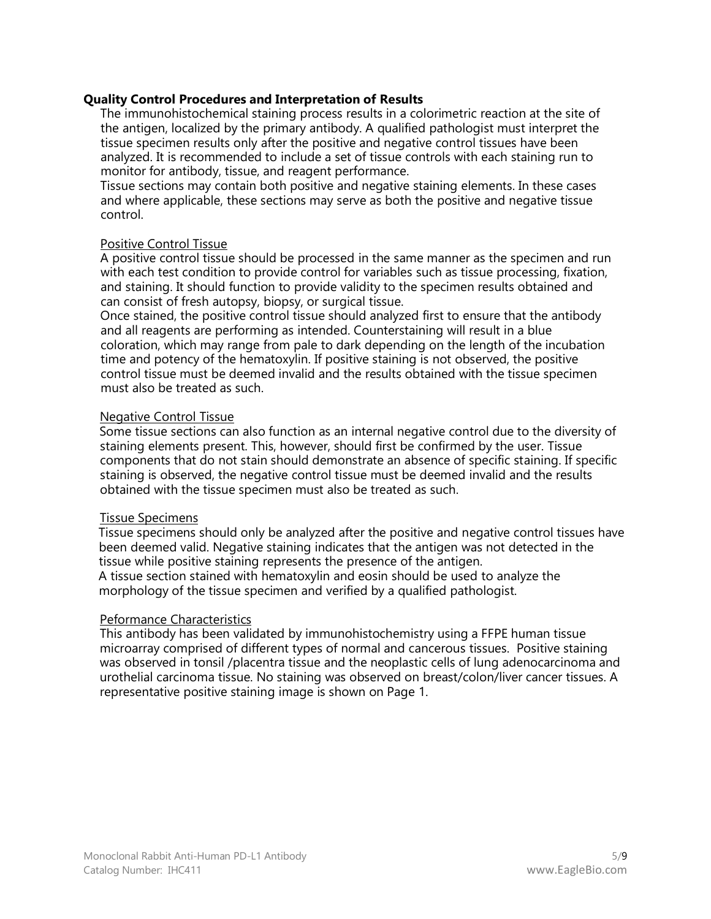## Quality Control Procedures and Interpretation of Results

The immunohistochemical staining process results in a colorimetric reaction at the site of the antigen, localized by the primary antibody. A qualified pathologist must interpret the tissue specimen results only after the positive and negative control tissues have been analyzed. It is recommended to include a set of tissue controls with each staining run to monitor for antibody, tissue, and reagent performance.

Tissue sections may contain both positive and negative staining elements. In these cases and where applicable, these sections may serve as both the positive and negative tissue control.

### Positive Control Tissue

A positive control tissue should be processed in the same manner as the specimen and run with each test condition to provide control for variables such as tissue processing, fixation, and staining. It should function to provide validity to the specimen results obtained and can consist of fresh autopsy, biopsy, or surgical tissue.

Once stained, the positive control tissue should analyzed first to ensure that the antibody and all reagents are performing as intended. Counterstaining will result in a blue coloration, which may range from pale to dark depending on the length of the incubation time and potency of the hematoxylin. If positive staining is not observed, the positive control tissue must be deemed invalid and the results obtained with the tissue specimen must also be treated as such.

### Negative Control Tissue

Some tissue sections can also function as an internal negative control due to the diversity of staining elements present. This, however, should first be confirmed by the user. Tissue components that do not stain should demonstrate an absence of specific staining. If specific staining is observed, the negative control tissue must be deemed invalid and the results obtained with the tissue specimen must also be treated as such.

### Tissue Specimens

Tissue specimens should only be analyzed after the positive and negative control tissues have been deemed valid. Negative staining indicates that the antigen was not detected in the tissue while positive staining represents the presence of the antigen.

A tissue section stained with hematoxylin and eosin should be used to analyze the morphology of the tissue specimen and verified by a qualified pathologist.

### Peformance Characteristics

This antibody has been validated by immunohistochemistry using a FFPE human tissue microarray comprised of different types of normal and cancerous tissues. Positive staining was observed in tonsil /placentra tissue and the neoplastic cells of lung adenocarcinoma and urothelial carcinoma tissue. No staining was observed on breast/colon/liver cancer tissues. A representative positive staining image is shown on Page 1.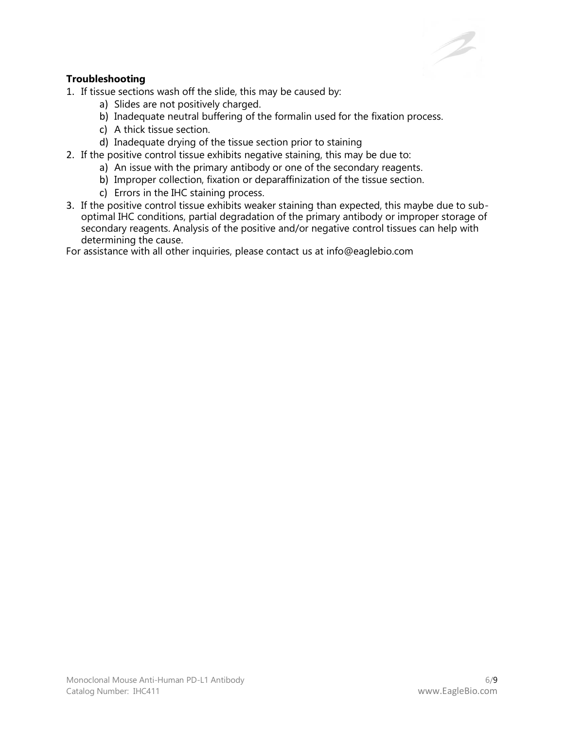**Troubleshooting**

1. If tissue sections wash off the slide, this may be caused by:
    a) Slides are not positively charged.
    b) Inadequate neutral buffering of the formalin used for the fixation process.
    c) A thick tissue section.
    d) Inadequate drying of the tissue section prior to staining
2. If the positive control tissue exhibits negative staining, this may be due to:
    a) An issue with the primary antibody or one of the secondary reagents.
    b) Improper collection, fixation or deparaffinization of the tissue section.
    c) Errors in the IHC staining process.
3. If the positive control tissue exhibits weaker staining than expected, this maybe due to sub-optimal IHC conditions, partial degradation of the primary antibody or improper storage of secondary reagents. Analysis of the positive and/or negative control tissues can help with determining the cause.

For assistance with all other inquiries, please contact us at info@eaglebio.com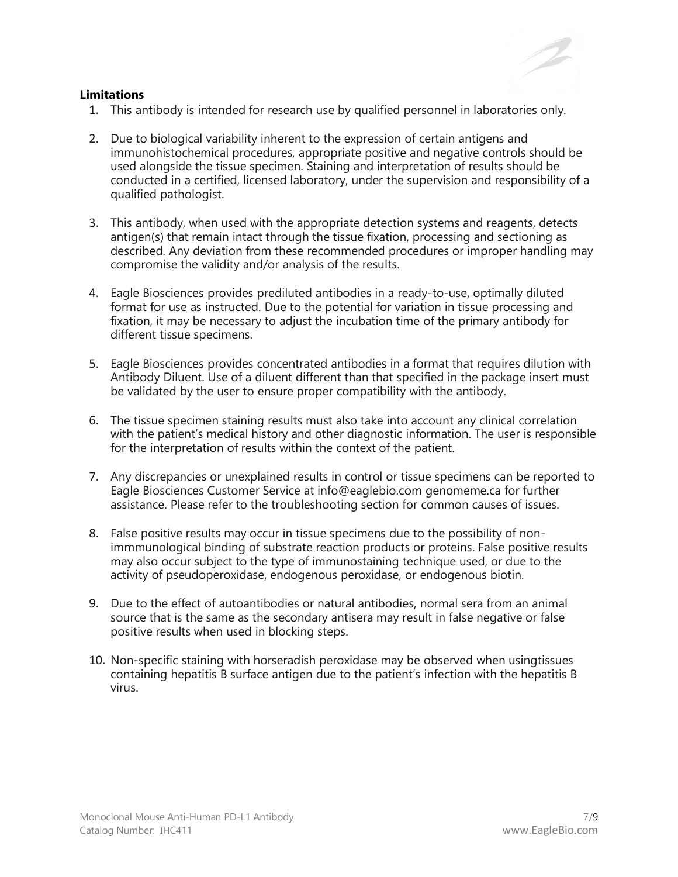**Limitations**

1. This antibody is intended for research use by qualified personnel in laboratories only.
2. Due to biological variability inherent to the expression of certain antigens and immunohistochemical procedures, appropriate positive and negative controls should be used alongside the tissue specimen. Staining and interpretation of results should be conducted in a certified, licensed laboratory, under the supervision and responsibility of a qualified pathologist.
3. This antibody, when used with the appropriate detection systems and reagents, detects antigen(s) that remain intact through the tissue fixation, processing and sectioning as described. Any deviation from these recommended procedures or improper handling may compromise the validity and/or analysis of the results.
4. Eagle Biosciences provides prediluted antibodies in a ready-to-use, optimally diluted format for use as instructed. Due to the potential for variation in tissue processing and fixation, it may be necessary to adjust the incubation time of the primary antibody for different tissue specimens.
5. Eagle Biosciences provides concentrated antibodies in a format that requires dilution with Antibody Diluent. Use of a diluent different than that specified in the package insert must be validated by the user to ensure proper compatibility with the antibody.
6. The tissue specimen staining results must also take into account any clinical correlation with the patient's medical history and other diagnostic information. The user is responsible for the interpretation of results within the context of the patient.
7. Any discrepancies or unexplained results in control or tissue specimens can be reported to Eagle Biosciences Customer Service at info@eaglebio.com genomeme.ca for further assistance. Please refer to the troubleshooting section for common causes of issues.
8. False positive results may occur in tissue specimens due to the possibility of non-immmunological binding of substrate reaction products or proteins. False positive results may also occur subject to the type of immunostaining technique used, or due to the activity of pseudoperoxidase, endogenous peroxidase, or endogenous biotin.
9. Due to the effect of autoantibodies or natural antibodies, normal sera from an animal source that is the same as the secondary antisera may result in false negative or false positive results when used in blocking steps.
10. Non-specific staining with horseradish peroxidase may be observed when usingtissues containing hepatitis B surface antigen due to the patient's infection with the hepatitis B virus.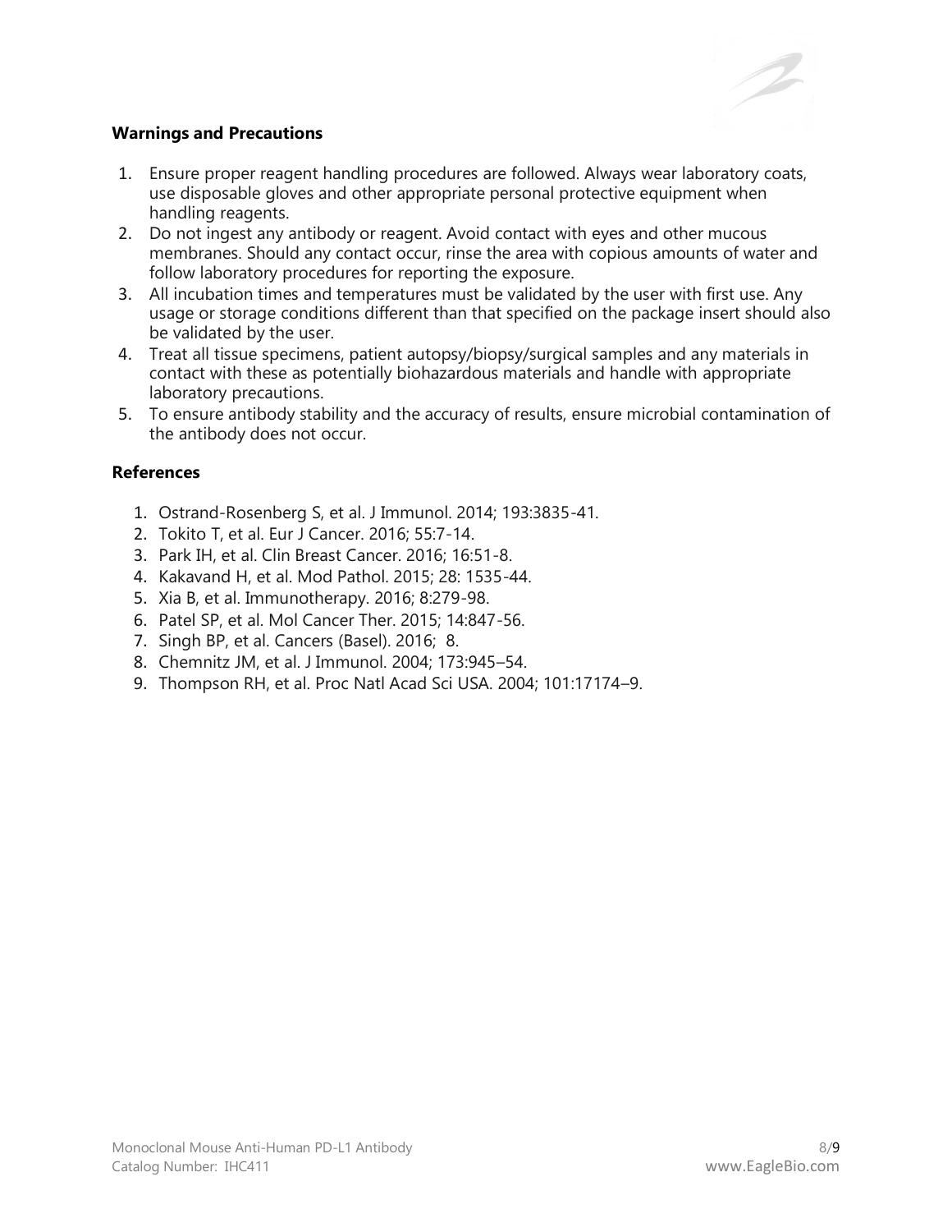**Warnings and Precautions**

1. Ensure proper reagent handling procedures are followed. Always wear laboratory coats, use disposable gloves and other appropriate personal protective equipment when handling reagents.
2. Do not ingest any antibody or reagent. Avoid contact with eyes and other mucous membranes. Should any contact occur, rinse the area with copious amounts of water and follow laboratory procedures for reporting the exposure.
3. All incubation times and temperatures must be validated by the user with first use. Any usage or storage conditions different than that specified on the package insert should also be validated by the user.
4. Treat all tissue specimens, patient autopsy/biopsy/surgical samples and any materials in contact with these as potentially biohazardous materials and handle with appropriate laboratory precautions.
5. To ensure antibody stability and the accuracy of results, ensure microbial contamination of the antibody does not occur.

**References**

1. Ostrand-Rosenberg S, et al. J Immunol. 2014; 193:3835-41.
2. Tokito T, et al. Eur J Cancer. 2016; 55:7-14.
3. Park IH, et al. Clin Breast Cancer. 2016; 16:51-8.
4. Kakavand H, et al. Mod Pathol. 2015; 28: 1535-44.
5. Xia B, et al. Immunotherapy. 2016; 8:279-98.
6. Patel SP, et al. Mol Cancer Ther. 2015; 14:847-56.
7. Singh BP, et al. Cancers (Basel). 2016; 8.
8. Chemnitz JM, et al. J Immunol. 2004; 173:945–54.
9. Thompson RH, et al. Proc Natl Acad Sci USA. 2004; 101:17174–9.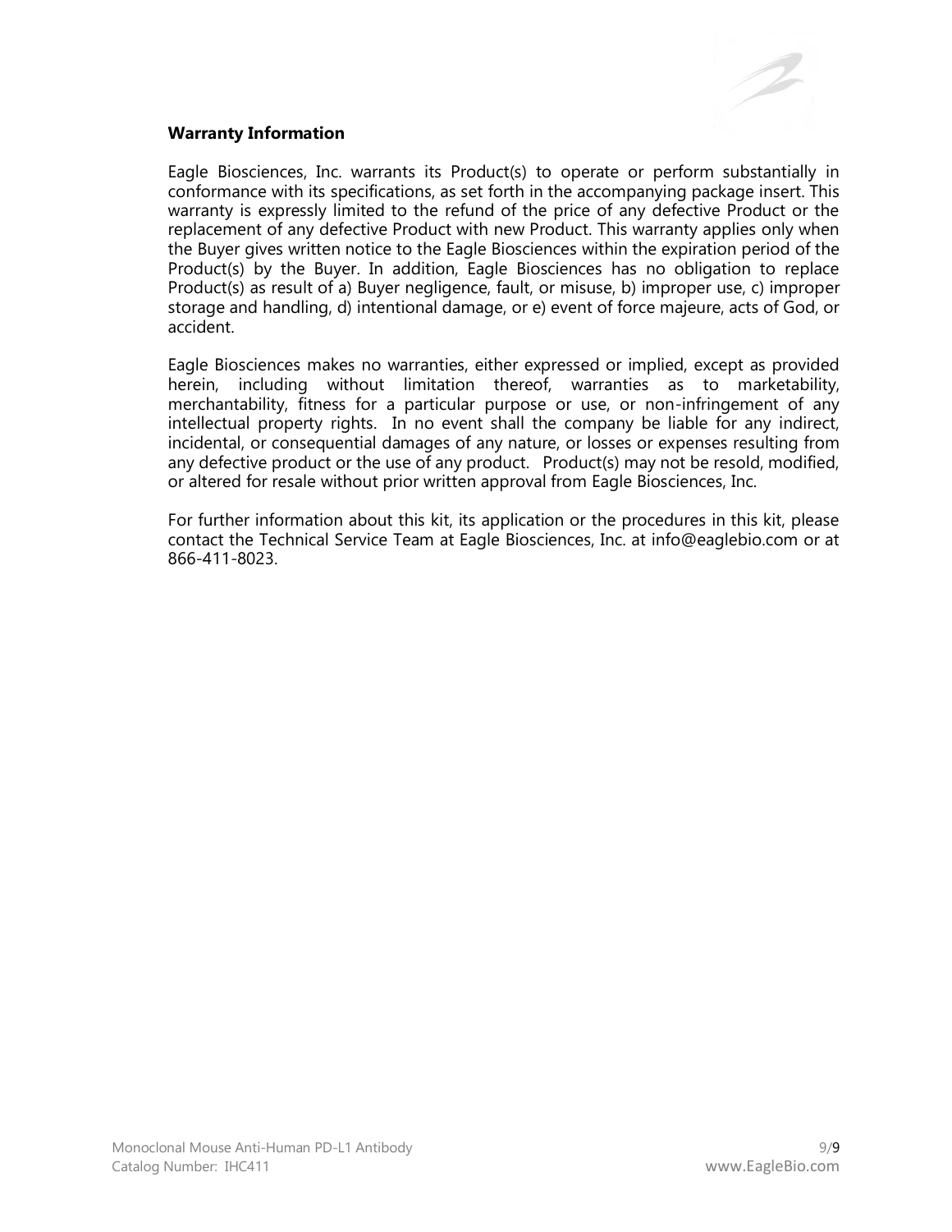**Warranty Information**

Eagle Biosciences, Inc. warrants its Product(s) to operate or perform substantially in conformance with its specifications, as set forth in the accompanying package insert. This warranty is expressly limited to the refund of the price of any defective Product or the replacement of any defective Product with new Product. This warranty applies only when the Buyer gives written notice to the Eagle Biosciences within the expiration period of the Product(s) by the Buyer. In addition, Eagle Biosciences has no obligation to replace Product(s) as result of a) Buyer negligence, fault, or misuse, b) improper use, c) improper storage and handling, d) intentional damage, or e) event of force majeure, acts of God, or accident.

Eagle Biosciences makes no warranties, either expressed or implied, except as provided herein, including without limitation thereof, warranties as to marketability, merchantability, fitness for a particular purpose or use, or non-infringement of any intellectual property rights. In no event shall the company be liable for any indirect, incidental, or consequential damages of any nature, or losses or expenses resulting from any defective product or the use of any product. Product(s) may not be resold, modified, or altered for resale without prior written approval from Eagle Biosciences, Inc.

For further information about this kit, its application or the procedures in this kit, please contact the Technical Service Team at Eagle Biosciences, Inc. at info@eaglebio.com or at 866-411-8023.